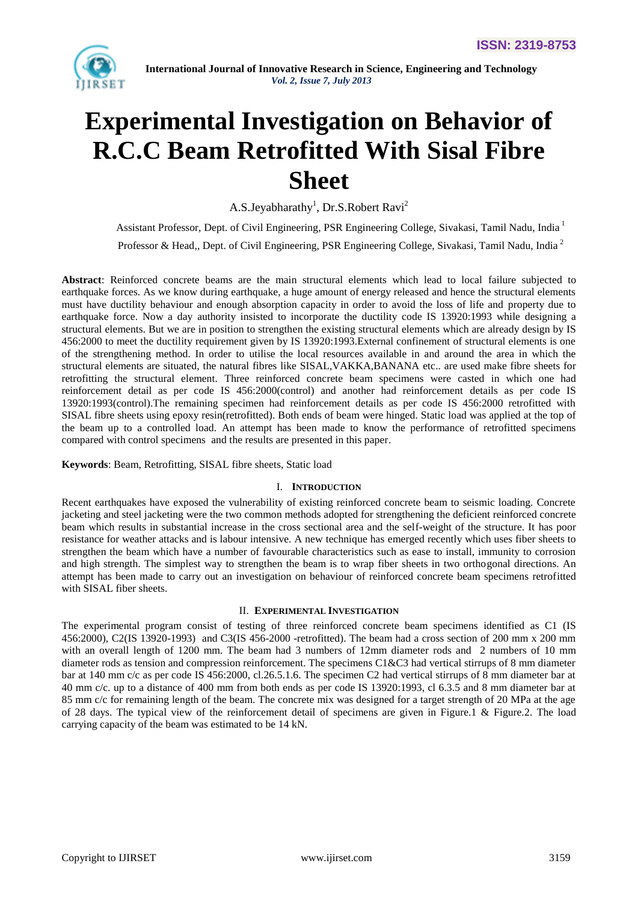# Experimental Investigation on Behavior of R.C.C Beam Retrofitted With Sisal Fibre Sheet

A.S.Jeyabharathy[1], Dr.S.Robert Ravi[2]

Assistant Professor, Dept. of Civil Engineering, PSR Engineering College, Sivakasi, Tamil Nadu, India [1]

Professor & Head,, Dept. of Civil Engineering, PSR Engineering College, Sivakasi, Tamil Nadu, India [2]

**Abstract**: Reinforced concrete beams are the main structural elements which lead to local failure subjected to earthquake forces. As we know during earthquake, a huge amount of energy released and hence the structural elements must have ductility behaviour and enough absorption capacity in order to avoid the loss of life and property due to earthquake force. Now a day authority insisted to incorporate the ductility code IS 13920:1993 while designing a structural elements. But we are in position to strengthen the existing structural elements which are already design by IS 456:2000 to meet the ductility requirement given by IS 13920:1993.External confinement of structural elements is one of the strengthening method. In order to utilise the local resources available in and around the area in which the structural elements are situated, the natural fibres like SISAL,VAKKA,BANANA etc.. are used make fibre sheets for retrofitting the structural element. Three reinforced concrete beam specimens were casted in which one had reinforcement detail as per code IS 456:2000(control) and another had reinforcement details as per code IS 13920:1993(control).The remaining specimen had reinforcement details as per code IS 456:2000 retrofitted with SISAL fibre sheets using epoxy resin(retrofitted). Both ends of beam were hinged. Static load was applied at the top of the beam up to a controlled load. An attempt has been made to know the performance of retrofitted specimens compared with control specimens and the results are presented in this paper.

**Keywords**: Beam, Retrofitting, SISAL fibre sheets, Static load

## I. INTRODUCTION

Recent earthquakes have exposed the vulnerability of existing reinforced concrete beam to seismic loading. Concrete jacketing and steel jacketing were the two common methods adopted for strengthening the deficient reinforced concrete beam which results in substantial increase in the cross sectional area and the self-weight of the structure. It has poor resistance for weather attacks and is labour intensive. A new technique has emerged recently which uses fiber sheets to strengthen the beam which have a number of favourable characteristics such as ease to install, immunity to corrosion and high strength. The simplest way to strengthen the beam is to wrap fiber sheets in two orthogonal directions. An attempt has been made to carry out an investigation on behaviour of reinforced concrete beam specimens retrofitted with SISAL fiber sheets.

## II. EXPERIMENTAL INVESTIGATION

The experimental program consist of testing of three reinforced concrete beam specimens identified as C1 (IS 456:2000), C2(IS 13920-1993) and C3(IS 456-2000 -retrofitted). The beam had a cross section of 200 mm x 200 mm with an overall length of 1200 mm. The beam had 3 numbers of 12mm diameter rods and 2 numbers of 10 mm diameter rods as tension and compression reinforcement. The specimens C1&C3 had vertical stirrups of 8 mm diameter bar at 140 mm c/c as per code IS 456:2000, cl.26.5.1.6. The specimen C2 had vertical stirrups of 8 mm diameter bar at 40 mm c/c. up to a distance of 400 mm from both ends as per code IS 13920:1993, cl 6.3.5 and 8 mm diameter bar at 85 mm c/c for remaining length of the beam. The concrete mix was designed for a target strength of 20 MPa at the age of 28 days. The typical view of the reinforcement detail of specimens are given in Figure.1 & Figure.2. The load carrying capacity of the beam was estimated to be 14 kN.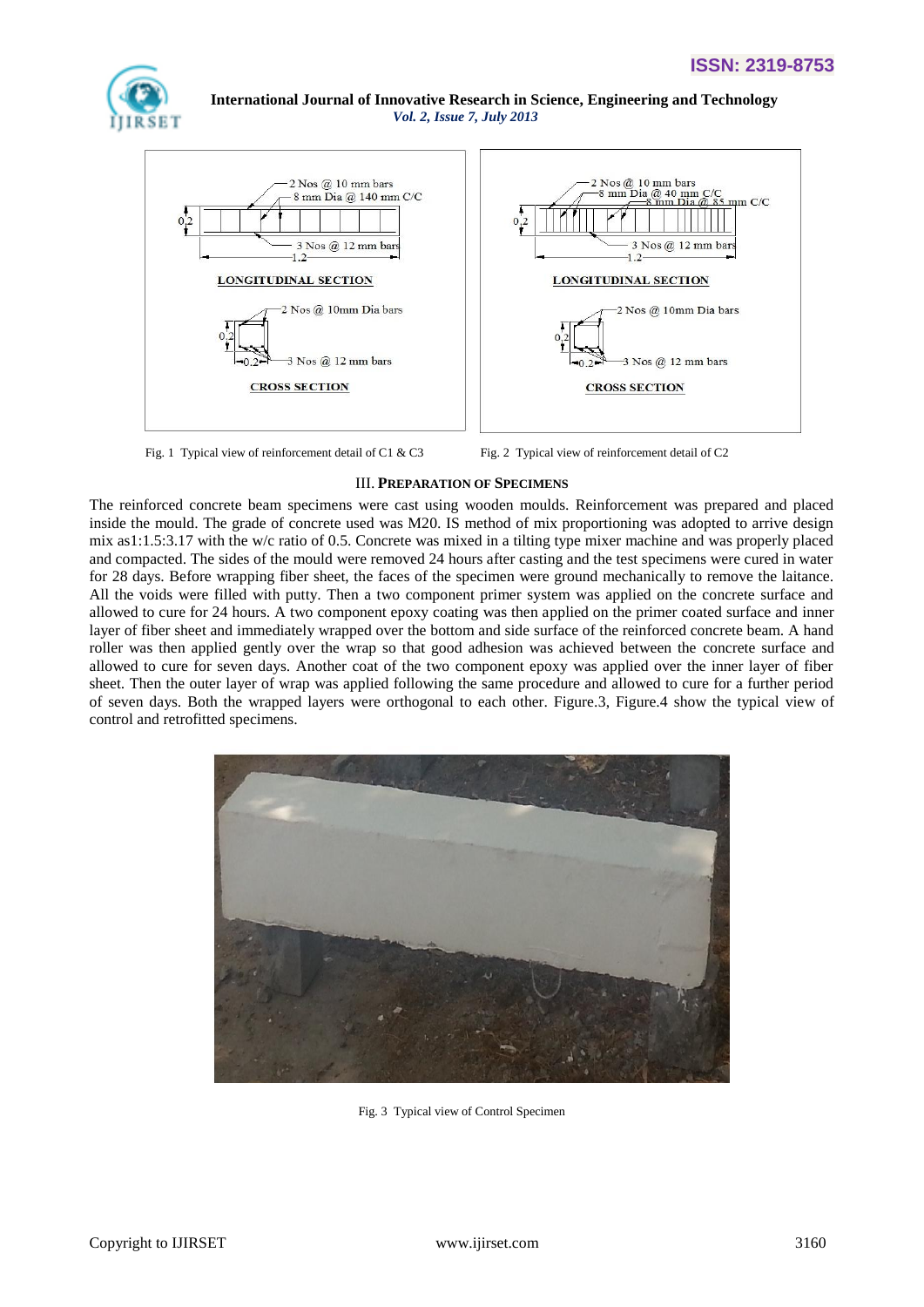Fig. 1 Typical view of reinforcement detail of C1 & C3

Fig. 2 Typical view of reinforcement detail of C2

## III. PREPARATION OF SPECIMENS

The reinforced concrete beam specimens were cast using wooden moulds. Reinforcement was prepared and placed inside the mould. The grade of concrete used was M20. IS method of mix proportioning was adopted to arrive design mix as1:1.5:3.17 with the w/c ratio of 0.5. Concrete was mixed in a tilting type mixer machine and was properly placed and compacted. The sides of the mould were removed 24 hours after casting and the test specimens were cured in water for 28 days. Before wrapping fiber sheet, the faces of the specimen were ground mechanically to remove the laitance. All the voids were filled with putty. Then a two component primer system was applied on the concrete surface and allowed to cure for 24 hours. A two component epoxy coating was then applied on the primer coated surface and inner layer of fiber sheet and immediately wrapped over the bottom and side surface of the reinforced concrete beam. A hand roller was then applied gently over the wrap so that good adhesion was achieved between the concrete surface and allowed to cure for seven days. Another coat of the two component epoxy was applied over the inner layer of fiber sheet. Then the outer layer of wrap was applied following the same procedure and allowed to cure for a further period of seven days. Both the wrapped layers were orthogonal to each other. Figure.3, Figure.4 show the typical view of control and retrofitted specimens.

Fig. 3 Typical view of Control Specimen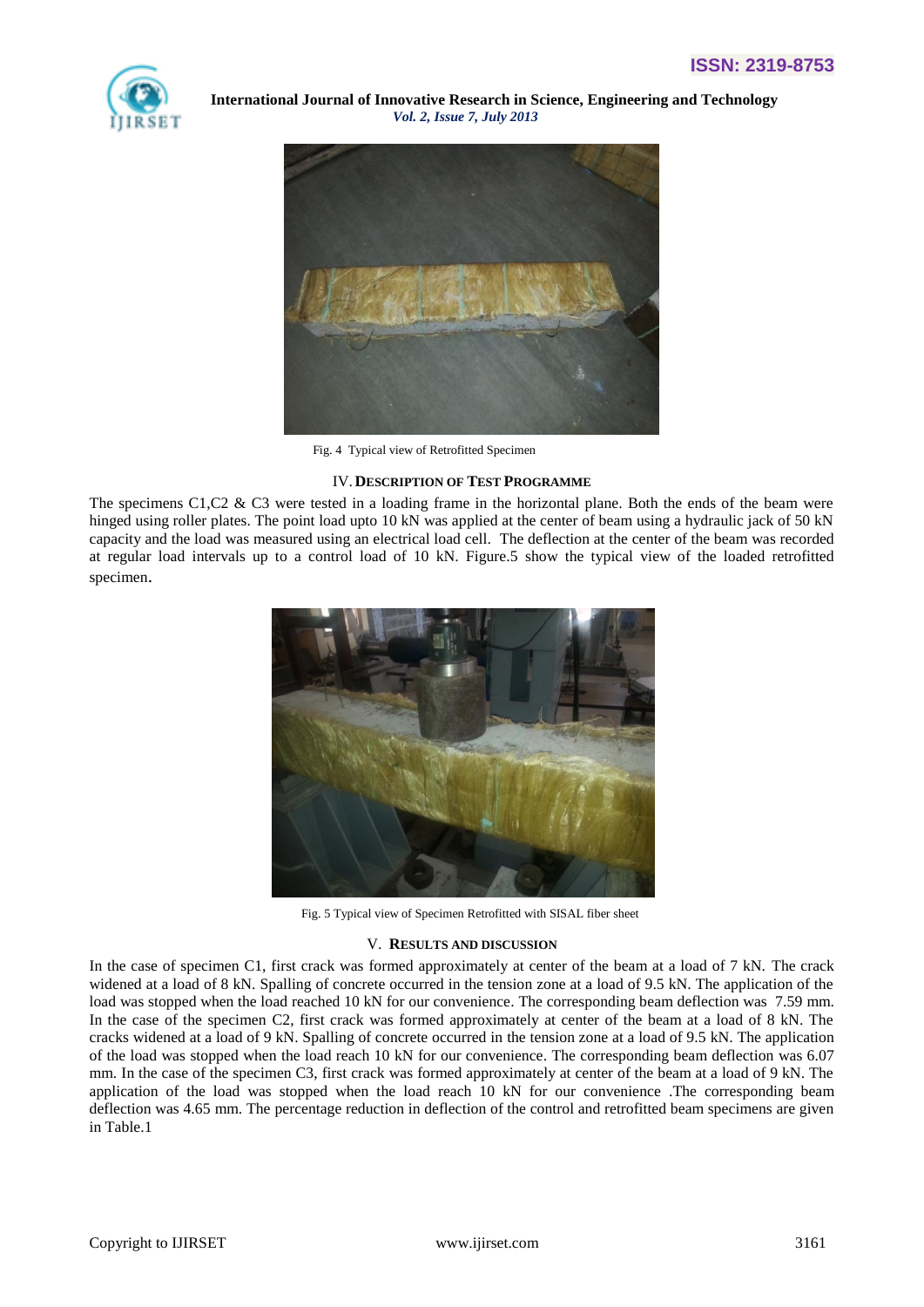Fig. 4 Typical view of Retrofitted Specimen

## IV. DESCRIPTION OF TEST PROGRAMME

The specimens C1,C2 & C3 were tested in a loading frame in the horizontal plane. Both the ends of the beam were hinged using roller plates. The point load upto 10 kN was applied at the center of beam using a hydraulic jack of 50 kN capacity and the load was measured using an electrical load cell. The deflection at the center of the beam was recorded at regular load intervals up to a control load of 10 kN. Figure.5 show the typical view of the loaded retrofitted specimen.

Fig. 5 Typical view of Specimen Retrofitted with SISAL fiber sheet

## V. RESULTS AND DISCUSSION

In the case of specimen C1, first crack was formed approximately at center of the beam at a load of 7 kN. The crack widened at a load of 8 kN. Spalling of concrete occurred in the tension zone at a load of 9.5 kN. The application of the load was stopped when the load reached 10 kN for our convenience. The corresponding beam deflection was 7.59 mm. In the case of the specimen C2, first crack was formed approximately at center of the beam at a load of 8 kN. The cracks widened at a load of 9 kN. Spalling of concrete occurred in the tension zone at a load of 9.5 kN. The application of the load was stopped when the load reach 10 kN for our convenience. The corresponding beam deflection was 6.07 mm. In the case of the specimen C3, first crack was formed approximately at center of the beam at a load of 9 kN. The application of the load was stopped when the load reach 10 kN for our convenience .The corresponding beam deflection was 4.65 mm. The percentage reduction in deflection of the control and retrofitted beam specimens are given in Table.1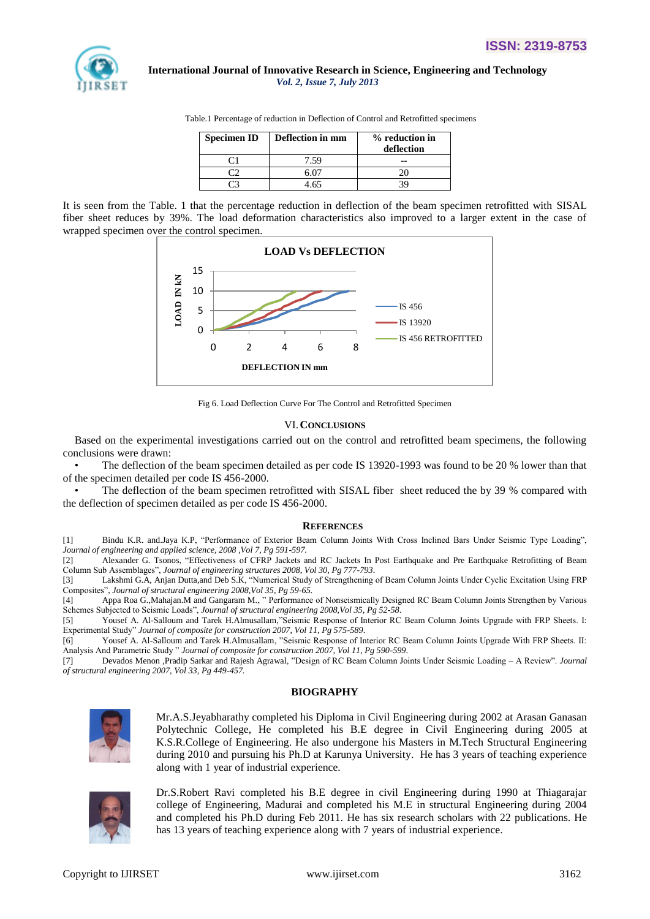Table.1 Percentage of reduction in Deflection of Control and Retrofitted specimens

| Specimen ID | Deflection in mm | % reduction in deflection |
|---|---|---|
| C1 | 7.59 | -- |
| C2 | 6.07 | 20 |
| C3 | 4.65 | 39 |

It is seen from the Table. 1 that the percentage reduction in deflection of the beam specimen retrofitted with SISAL fiber sheet reduces by 39%. The load deformation characteristics also improved to a larger extent in the case of wrapped specimen over the control specimen.

LOAD Vs DEFLECTION

LOAD IN kN

15
10
5
0

0 2 4 6 8

DEFLECTION IN mm

IS 456
IS 13920
IS 456 RETROFITTED

Fig 6. Load Deflection Curve For The Control and Retrofitted Specimen

## VI. CONCLUSIONS

Based on the experimental investigations carried out on the control and retrofitted beam specimens, the following conclusions were drawn:

- The deflection of the beam specimen detailed as per code IS 13920-1993 was found to be 20 % lower than that of the specimen detailed per code IS 456-2000.
- The deflection of the beam specimen retrofitted with SISAL fiber sheet reduced the by 39 % compared with the deflection of specimen detailed as per code IS 456-2000.

## REFERENCES

[1] Bindu K.R. and.Jaya K.P, "Performance of Exterior Beam Column Joints With Cross Inclined Bars Under Seismic Type Loading", *Journal of engineering and applied science, 2008 ,Vol 7, Pg 591-597.*

[2] Alexander G. Tsonos, "Effectiveness of CFRP Jackets and RC Jackets In Post Earthquake and Pre Earthquake Retrofitting of Beam Column Sub Assemblages", *Journal of engineering structures 2008, Vol 30, Pg 777-793*.

[3] Lakshmi G.A, Anjan Dutta,and Deb S.K, "Numerical Study of Strengthening of Beam Column Joints Under Cyclic Excitation Using FRP Composites", *Journal of structural engineering 2008,Vol 35, Pg 59-65.*

[4] Appa Roa G.,Mahajan.M and Gangaram M., " Performance of Nonseismically Designed RC Beam Column Joints Strengthen by Various Schemes Subjected to Seismic Loads", *Journal of structural engineering 2008,Vol 35, Pg 52-58*.

[5] Yousef A. Al-Salloum and Tarek H.Almusallam,"Seismic Response of Interior RC Beam Column Joints Upgrade with FRP Sheets. I: Experimental Study" *Journal of composite for construction 2007, Vol 11, Pg 575-589*.

[6] Yousef A. Al-Salloum and Tarek H.Almusallam, "Seismic Response of Interior RC Beam Column Joints Upgrade With FRP Sheets. II: Analysis And Parametric Study " *Journal of composite for construction 2007, Vol 11, Pg 590-599*.

[7] Devados Menon ,Pradip Sarkar and Rajesh Agrawal, "Design of RC Beam Column Joints Under Seismic Loading – A Review". *Journal of structural engineering 2007, Vol 33, Pg 449-457.*

## BIOGRAPHY

Mr.A.S.Jeyabharathy completed his Diploma in Civil Engineering during 2002 at Arasan Ganasan Polytechnic College, He completed his B.E degree in Civil Engineering during 2005 at K.S.R.College of Engineering. He also undergone his Masters in M.Tech Structural Engineering during 2010 and pursuing his Ph.D at Karunya University. He has 3 years of teaching experience along with 1 year of industrial experience.

Dr.S.Robert Ravi completed his B.E degree in civil Engineering during 1990 at Thiagarajar college of Engineering, Madurai and completed his M.E in structural Engineering during 2004 and completed his Ph.D during Feb 2011. He has six research scholars with 22 publications. He has 13 years of teaching experience along with 7 years of industrial experience.